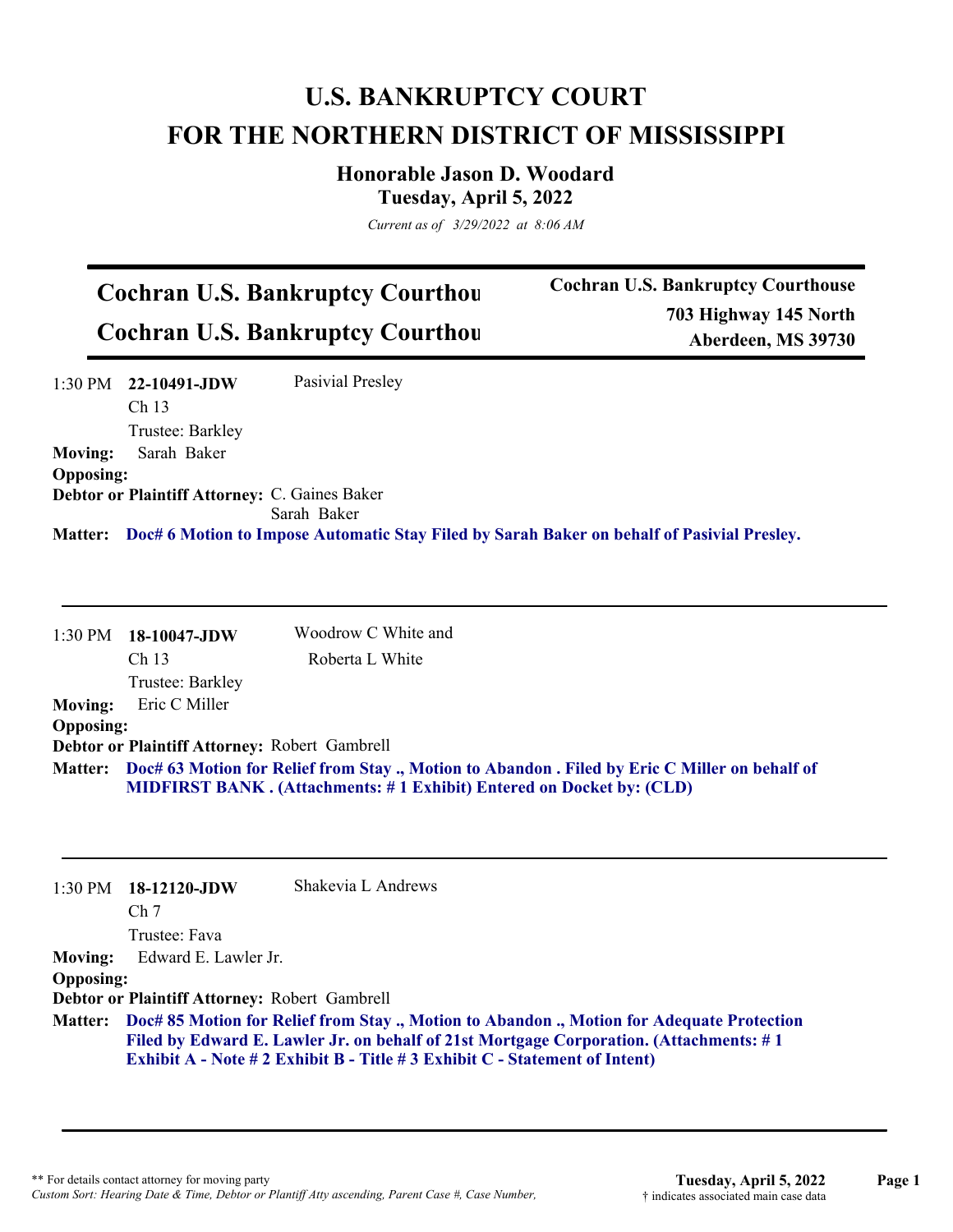# U.S. BANKRUPTCY COURT
# FOR THE NORTHERN DISTRICT OF MISSISSIPPI

### Honorable Jason D. Woodard
### Tuesday, April 5, 2022

*Current as of 3/29/2022 at 8:06 AM*

## Cochran U.S. Bankruptcy Courthou
## Cochran U.S. Bankruptcy Courthou

**Cochran U.S. Bankruptcy Courthouse**
**703 Highway 145 North**
**Aberdeen, MS 39730**

---

1:30 PM **22-10491-JDW** Pasivial Presley
Ch 13
Trustee: Barkley

**Moving:** Sarah Baker
**Opposing:**
**Debtor or Plaintiff Attorney:** C. Gaines Baker
Sarah Baker

**Matter:** **Doc# 6 Motion to Impose Automatic Stay Filed by Sarah Baker on behalf of Pasivial Presley.**

---

1:30 PM **18-10047-JDW** Woodrow C White and
Roberta L White
Ch 13
Trustee: Barkley

**Moving:** Eric C Miller
**Opposing:**
**Debtor or Plaintiff Attorney:** Robert Gambrell

**Matter:** **Doc# 63 Motion for Relief from Stay ., Motion to Abandon . Filed by Eric C Miller on behalf of MIDFIRST BANK . (Attachments: # 1 Exhibit) Entered on Docket by: (CLD)**

---

1:30 PM **18-12120-JDW** Shakevia L Andrews
Ch 7
Trustee: Fava

**Moving:** Edward E. Lawler Jr.
**Opposing:**
**Debtor or Plaintiff Attorney:** Robert Gambrell

**Matter:** **Doc# 85 Motion for Relief from Stay ., Motion to Abandon ., Motion for Adequate Protection Filed by Edward E. Lawler Jr. on behalf of 21st Mortgage Corporation. (Attachments: # 1 Exhibit A - Note # 2 Exhibit B - Title # 3 Exhibit C - Statement of Intent)**

---

** For details contact attorney for moving party
*Custom Sort: Hearing Date & Time, Debtor or Plantiff Atty ascending, Parent Case #, Case Number,*
† indicates associated main case data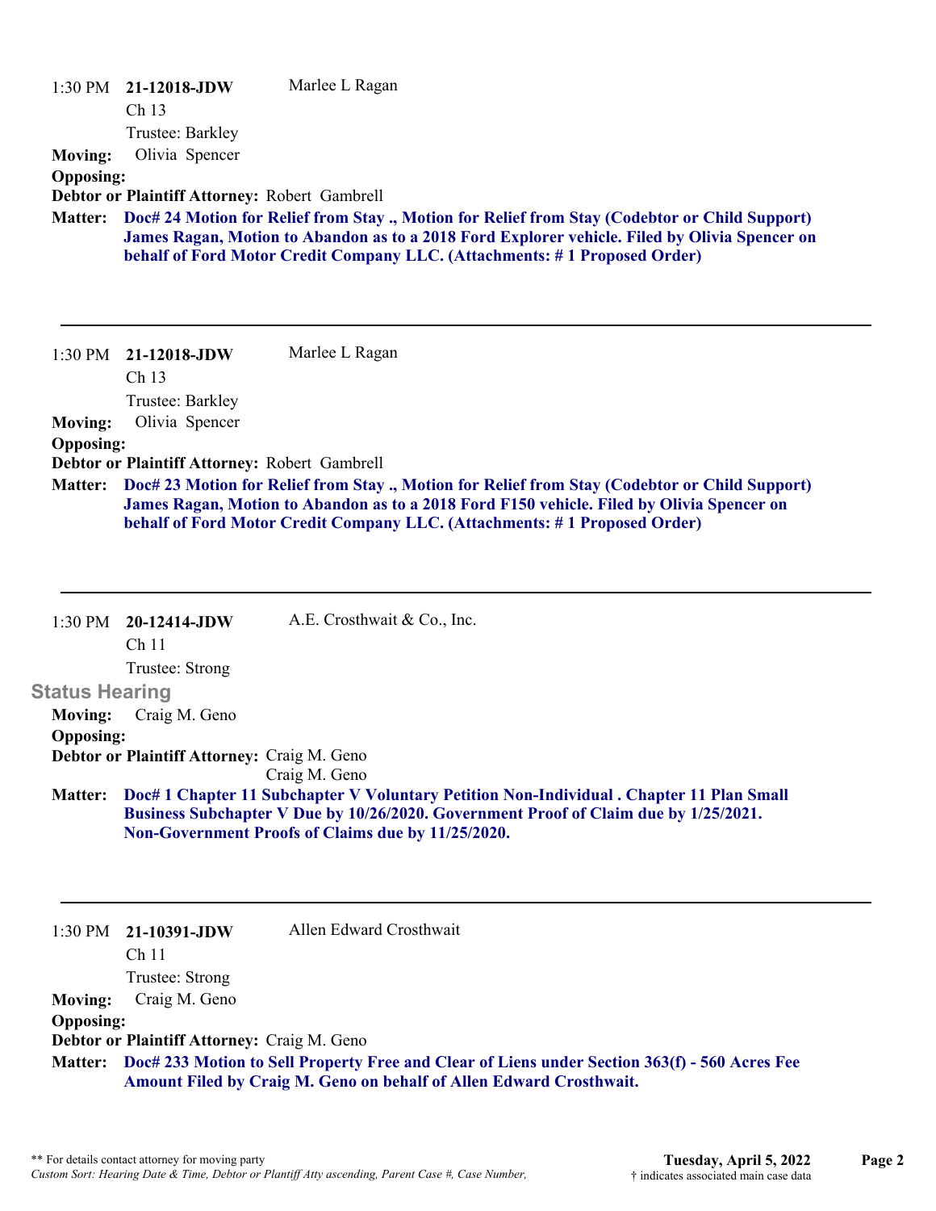1:30 PM **21-12018-JDW** Marlee L Ragan
Ch 13
Trustee: Barkley

**Moving:** Olivia Spencer
**Opposing:**
**Debtor or Plaintiff Attorney:** Robert Gambrell
**Matter:** **Doc# 24 Motion for Relief from Stay ., Motion for Relief from Stay (Codebtor or Child Support) James Ragan, Motion to Abandon as to a 2018 Ford Explorer vehicle. Filed by Olivia Spencer on behalf of Ford Motor Credit Company LLC. (Attachments: # 1 Proposed Order)**

---

1:30 PM **21-12018-JDW** Marlee L Ragan
Ch 13
Trustee: Barkley

**Moving:** Olivia Spencer
**Opposing:**
**Debtor or Plaintiff Attorney:** Robert Gambrell
**Matter:** **Doc# 23 Motion for Relief from Stay ., Motion for Relief from Stay (Codebtor or Child Support) James Ragan, Motion to Abandon as to a 2018 Ford F150 vehicle. Filed by Olivia Spencer on behalf of Ford Motor Credit Company LLC. (Attachments: # 1 Proposed Order)**

---

1:30 PM **20-12414-JDW** A.E. Crosthwait & Co., Inc.
Ch 11
Trustee: Strong

**Status Hearing**

**Moving:** Craig M. Geno
**Opposing:**
**Debtor or Plaintiff Attorney:** Craig M. Geno
Craig M. Geno
**Matter:** **Doc# 1 Chapter 11 Subchapter V Voluntary Petition Non-Individual . Chapter 11 Plan Small Business Subchapter V Due by 10/26/2020. Government Proof of Claim due by 1/25/2021. Non-Government Proofs of Claims due by 11/25/2020.**

---

1:30 PM **21-10391-JDW** Allen Edward Crosthwait
Ch 11
Trustee: Strong

**Moving:** Craig M. Geno
**Opposing:**
**Debtor or Plaintiff Attorney:** Craig M. Geno
**Matter:** **Doc# 233 Motion to Sell Property Free and Clear of Liens under Section 363(f) - 560 Acres Fee Amount Filed by Craig M. Geno on behalf of Allen Edward Crosthwait.**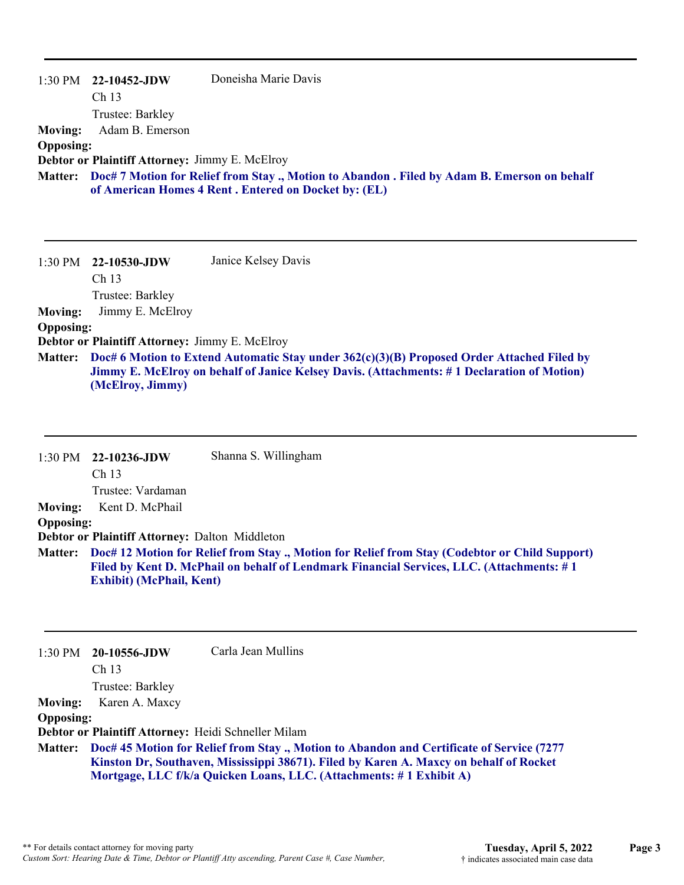---

1:30 PM **22-10452-JDW** Doneisha Marie Davis
Ch 13
Trustee: Barkley

**Moving:** Adam B. Emerson
**Opposing:**
**Debtor or Plaintiff Attorney:** Jimmy E. McElroy
**Matter:** **Doc# 7 Motion for Relief from Stay ., Motion to Abandon . Filed by Adam B. Emerson on behalf of American Homes 4 Rent . Entered on Docket by: (EL)**

---

1:30 PM **22-10530-JDW** Janice Kelsey Davis
Ch 13
Trustee: Barkley

**Moving:** Jimmy E. McElroy
**Opposing:**
**Debtor or Plaintiff Attorney:** Jimmy E. McElroy
**Matter:** **Doc# 6 Motion to Extend Automatic Stay under 362(c)(3)(B) Proposed Order Attached Filed by Jimmy E. McElroy on behalf of Janice Kelsey Davis. (Attachments: # 1 Declaration of Motion) (McElroy, Jimmy)**

---

1:30 PM **22-10236-JDW** Shanna S. Willingham
Ch 13
Trustee: Vardaman

**Moving:** Kent D. McPhail
**Opposing:**
**Debtor or Plaintiff Attorney:** Dalton Middleton
**Matter:** **Doc# 12 Motion for Relief from Stay ., Motion for Relief from Stay (Codebtor or Child Support) Filed by Kent D. McPhail on behalf of Lendmark Financial Services, LLC. (Attachments: # 1 Exhibit) (McPhail, Kent)**

---

1:30 PM **20-10556-JDW** Carla Jean Mullins
Ch 13
Trustee: Barkley

**Moving:** Karen A. Maxcy
**Opposing:**
**Debtor or Plaintiff Attorney:** Heidi Schneller Milam
**Matter:** **Doc# 45 Motion for Relief from Stay ., Motion to Abandon and Certificate of Service (7277 Kinston Dr, Southaven, Mississippi 38671). Filed by Karen A. Maxcy on behalf of Rocket Mortgage, LLC f/k/a Quicken Loans, LLC. (Attachments: # 1 Exhibit A)**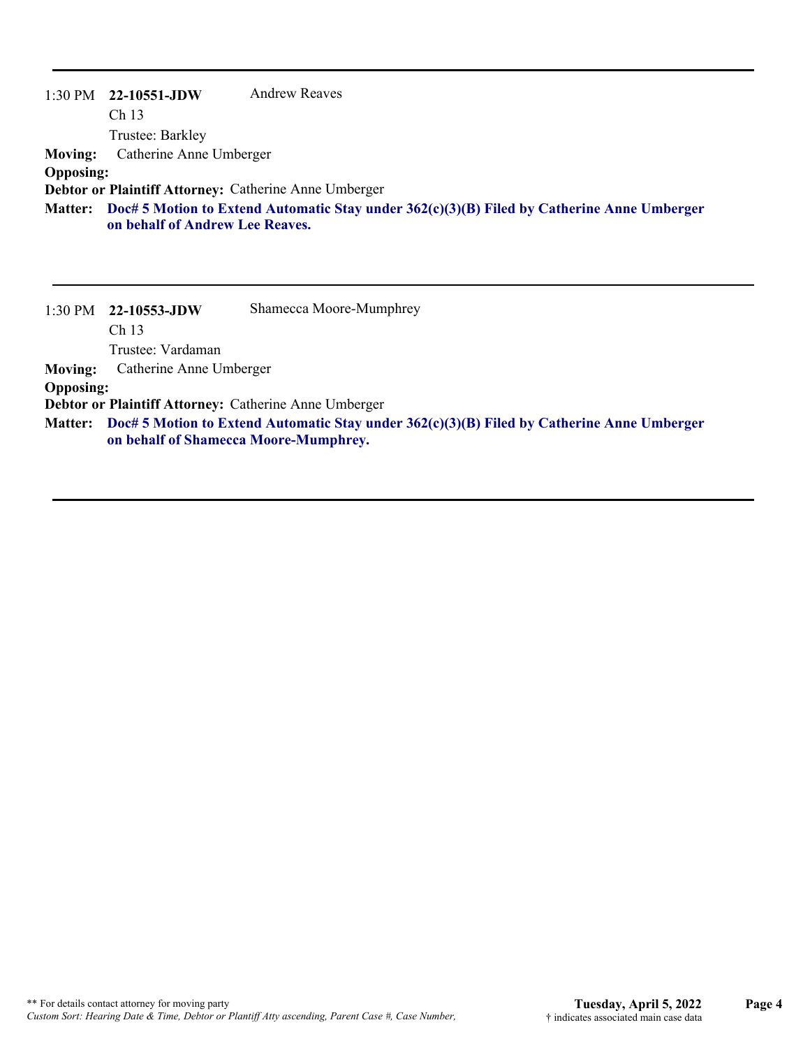---

1:30 PM **22-10551-JDW** Andrew Reaves

Ch 13

Trustee: Barkley

**Moving:** Catherine Anne Umberger

**Opposing:**

**Debtor or Plaintiff Attorney:** Catherine Anne Umberger

**Matter:** **Doc# 5 Motion to Extend Automatic Stay under 362(c)(3)(B) Filed by Catherine Anne Umberger on behalf of Andrew Lee Reaves.**

---

1:30 PM **22-10553-JDW** Shamecca Moore-Mumphrey

Ch 13

Trustee: Vardaman

**Moving:** Catherine Anne Umberger

**Opposing:**

**Debtor or Plaintiff Attorney:** Catherine Anne Umberger

**Matter:** **Doc# 5 Motion to Extend Automatic Stay under 362(c)(3)(B) Filed by Catherine Anne Umberger on behalf of Shamecca Moore-Mumphrey.**

---

** For details contact attorney for moving party

*Custom Sort: Hearing Date & Time, Debtor or Plantiff Atty ascending, Parent Case #, Case Number,*

**Tuesday, April 5, 2022**

† indicates associated main case data